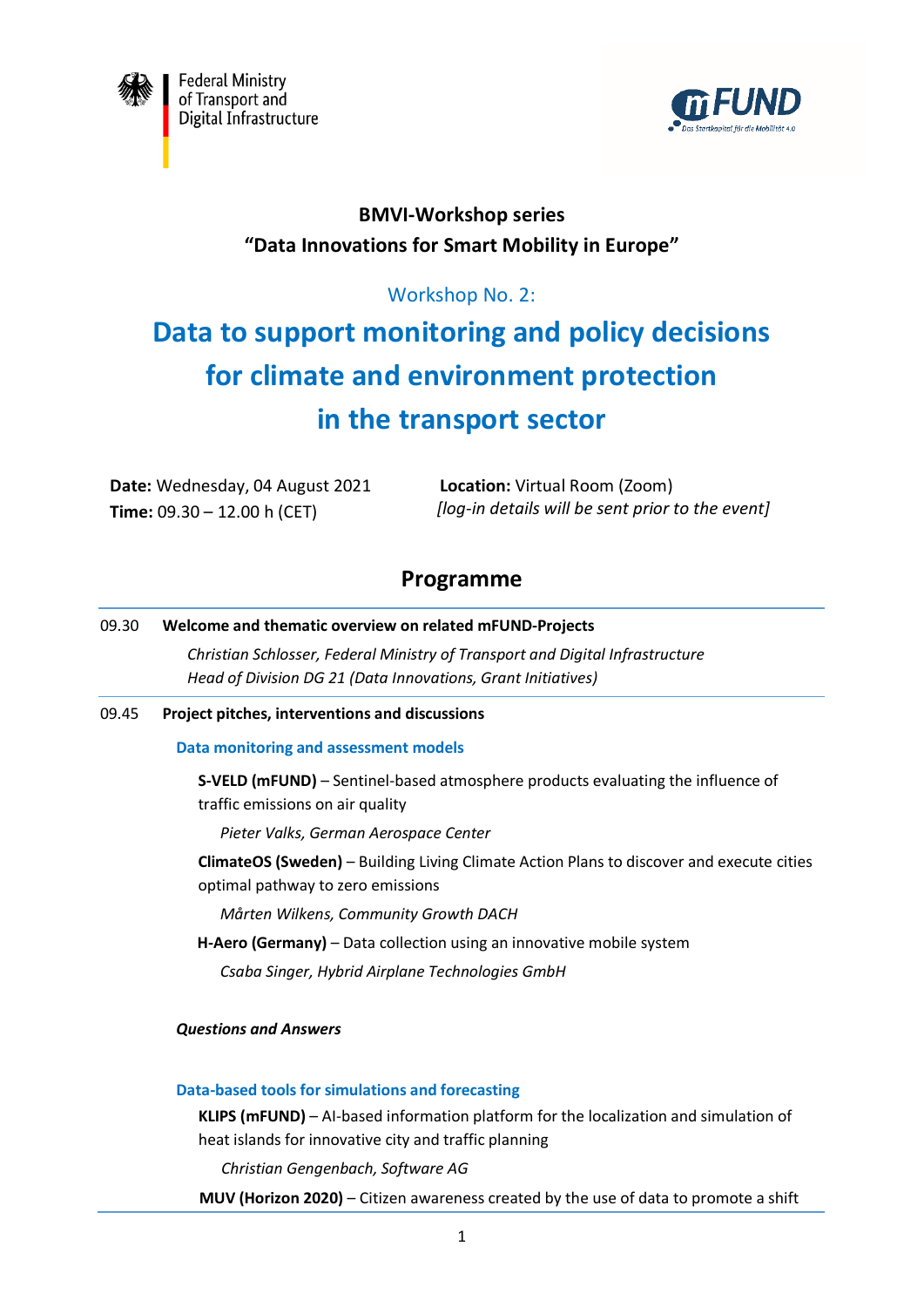Federal Ministry of Transport and Digital Infrastructure

mFUND – Das Startkapital für die Mobilität 4.0

**BMVI-Workshop series**
**“Data Innovations for Smart Mobility in Europe”**

Workshop No. 2:

# Data to support monitoring and policy decisions for climate and environment protection in the transport sector

**Date:** Wednesday, 04 August 2021
**Time:** 09.30 – 12.00 h (CET)

**Location:** Virtual Room (Zoom)
*[log-in details will be sent prior to the event]*

## Programme

09.30 **Welcome and thematic overview on related mFUND-Projects**

*Christian Schlosser, Federal Ministry of Transport and Digital Infrastructure*
*Head of Division DG 21 (Data Innovations, Grant Initiatives)*

09.45 **Project pitches, interventions and discussions**

### Data monitoring and assessment models

**S-VELD (mFUND)** – Sentinel-based atmosphere products evaluating the influence of traffic emissions on air quality

*Pieter Valks, German Aerospace Center*

**ClimateOS (Sweden)** – Building Living Climate Action Plans to discover and execute cities optimal pathway to zero emissions

*Mårten Wilkens, Community Growth DACH*

**H-Aero (Germany)** – Data collection using an innovative mobile system

*Csaba Singer, Hybrid Airplane Technologies GmbH*

***Questions and Answers***

### Data-based tools for simulations and forecasting

**KLIPS (mFUND)** – AI-based information platform for the localization and simulation of heat islands for innovative city and traffic planning

*Christian Gengenbach, Software AG*

**MUV (Horizon 2020)** – Citizen awareness created by the use of data to promote a shift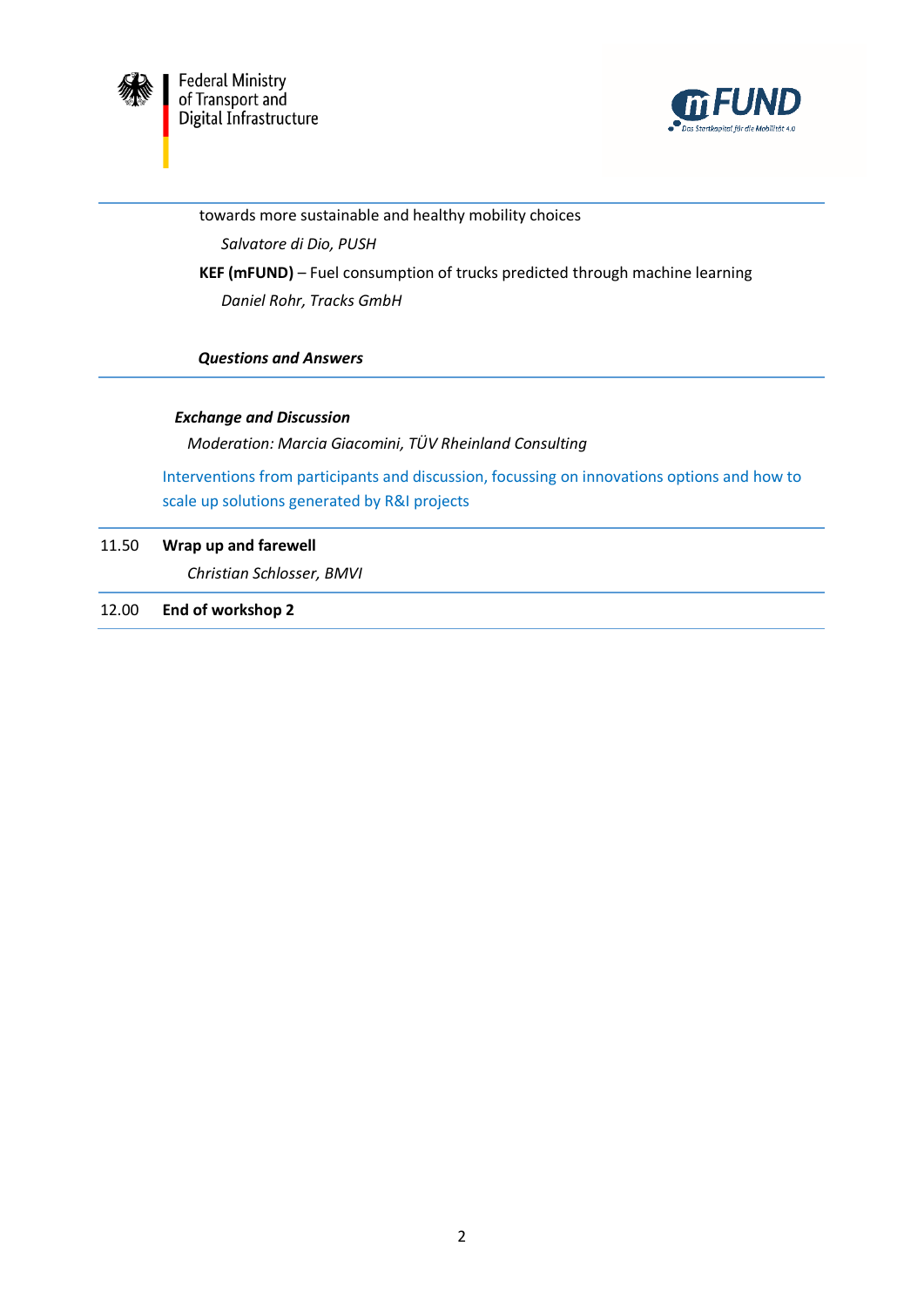towards more sustainable and healthy mobility choices

*Salvatore di Dio, PUSH*

**KEF (mFUND)** – Fuel consumption of trucks predicted through machine learning

*Daniel Rohr, Tracks GmbH*

***Questions and Answers***

***Exchange and Discussion***

*Moderation: Marcia Giacomini, TÜV Rheinland Consulting*

Interventions from participants and discussion, focussing on innovations options and how to scale up solutions generated by R&I projects

11.50 **Wrap up and farewell**

*Christian Schlosser, BMVI*

12.00 **End of workshop 2**